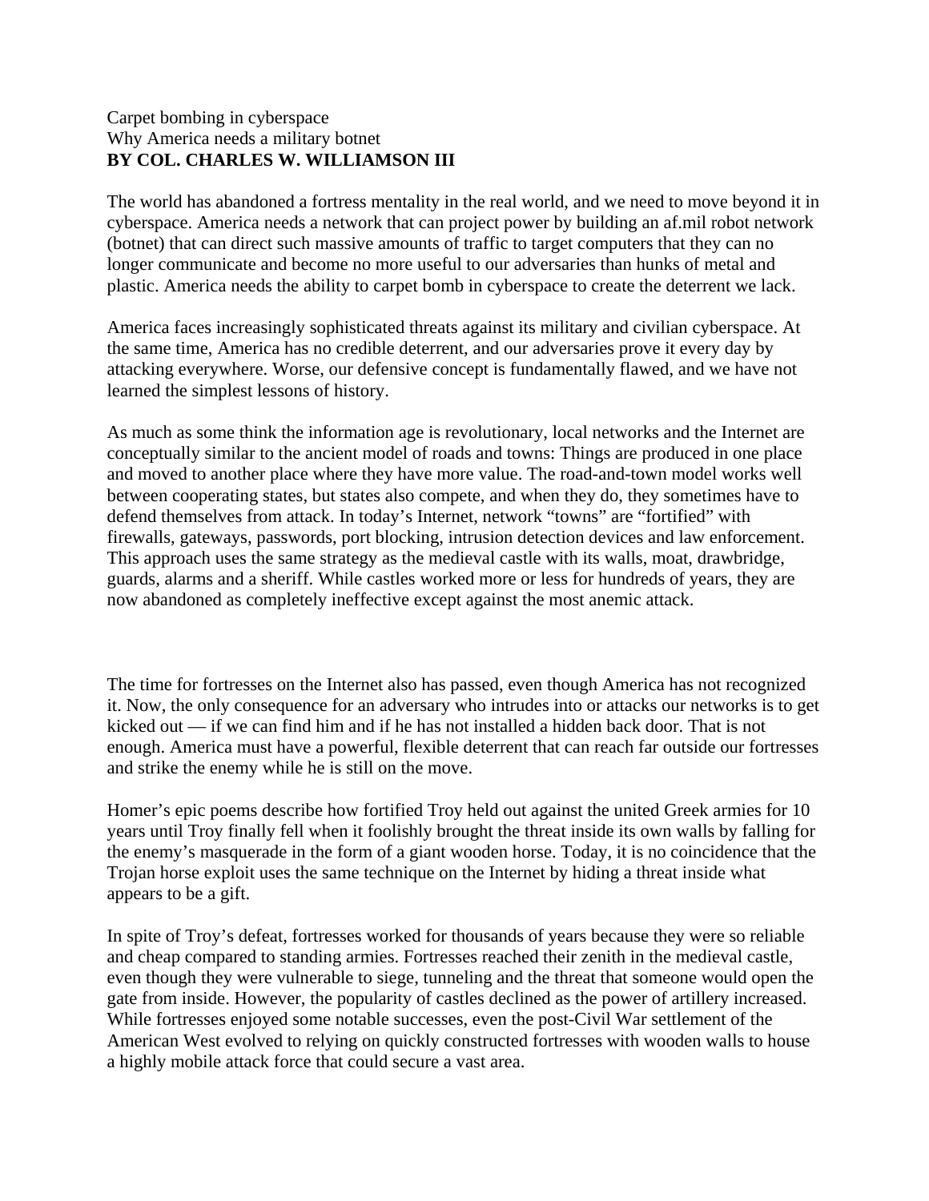# Carpet bombing in cyberspace

## Why America needs a military botnet

**BY COL. CHARLES W. WILLIAMSON III**

The world has abandoned a fortress mentality in the real world, and we need to move beyond it in cyberspace. America needs a network that can project power by building an af.mil robot network (botnet) that can direct such massive amounts of traffic to target computers that they can no longer communicate and become no more useful to our adversaries than hunks of metal and plastic. America needs the ability to carpet bomb in cyberspace to create the deterrent we lack.

America faces increasingly sophisticated threats against its military and civilian cyberspace. At the same time, America has no credible deterrent, and our adversaries prove it every day by attacking everywhere. Worse, our defensive concept is fundamentally flawed, and we have not learned the simplest lessons of history.

As much as some think the information age is revolutionary, local networks and the Internet are conceptually similar to the ancient model of roads and towns: Things are produced in one place and moved to another place where they have more value. The road-and-town model works well between cooperating states, but states also compete, and when they do, they sometimes have to defend themselves from attack. In today's Internet, network "towns" are "fortified" with firewalls, gateways, passwords, port blocking, intrusion detection devices and law enforcement. This approach uses the same strategy as the medieval castle with its walls, moat, drawbridge, guards, alarms and a sheriff. While castles worked more or less for hundreds of years, they are now abandoned as completely ineffective except against the most anemic attack.

The time for fortresses on the Internet also has passed, even though America has not recognized it. Now, the only consequence for an adversary who intrudes into or attacks our networks is to get kicked out — if we can find him and if he has not installed a hidden back door. That is not enough. America must have a powerful, flexible deterrent that can reach far outside our fortresses and strike the enemy while he is still on the move.

Homer's epic poems describe how fortified Troy held out against the united Greek armies for 10 years until Troy finally fell when it foolishly brought the threat inside its own walls by falling for the enemy's masquerade in the form of a giant wooden horse. Today, it is no coincidence that the Trojan horse exploit uses the same technique on the Internet by hiding a threat inside what appears to be a gift.

In spite of Troy's defeat, fortresses worked for thousands of years because they were so reliable and cheap compared to standing armies. Fortresses reached their zenith in the medieval castle, even though they were vulnerable to siege, tunneling and the threat that someone would open the gate from inside. However, the popularity of castles declined as the power of artillery increased. While fortresses enjoyed some notable successes, even the post-Civil War settlement of the American West evolved to relying on quickly constructed fortresses with wooden walls to house a highly mobile attack force that could secure a vast area.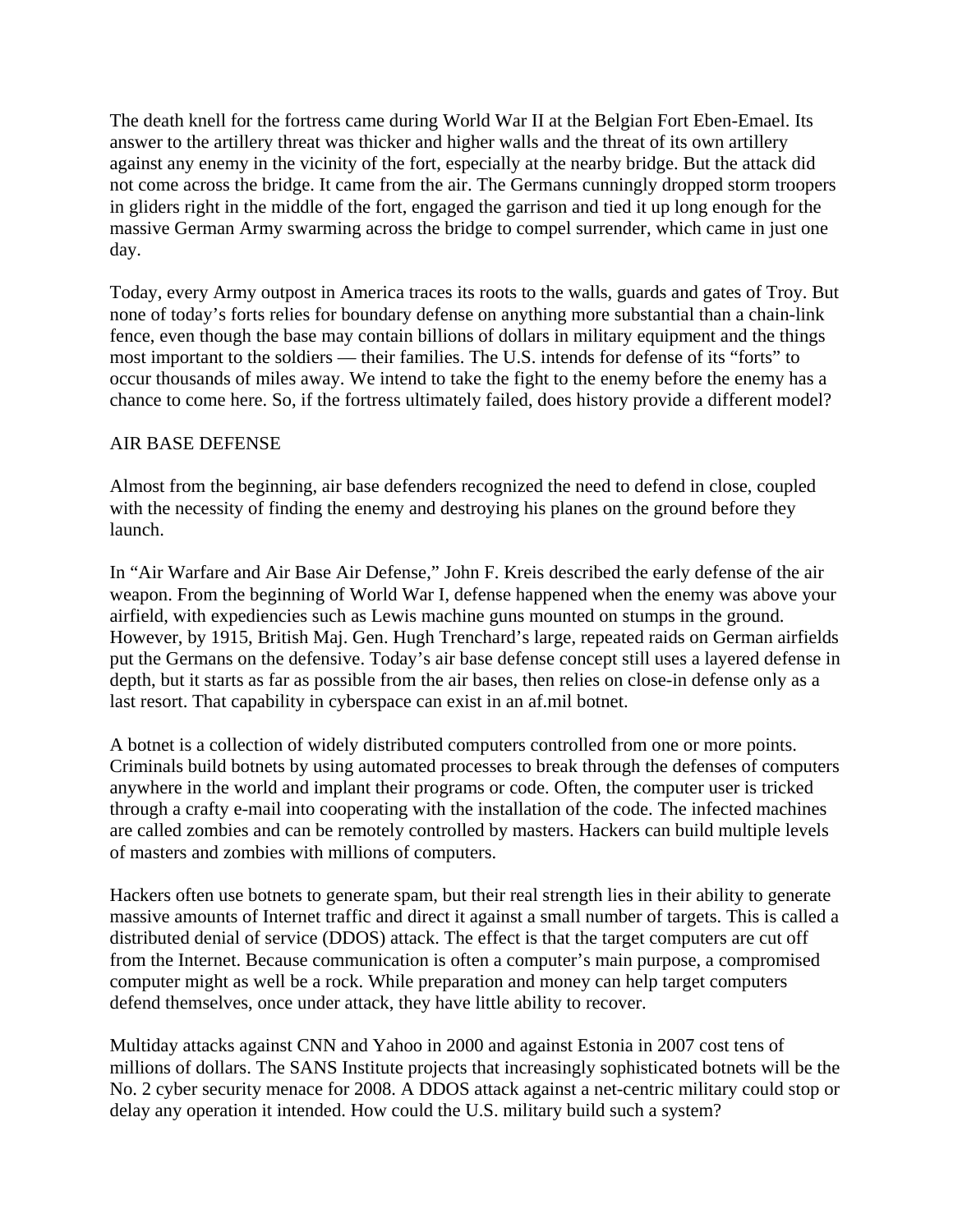The death knell for the fortress came during World War II at the Belgian Fort Eben-Emael. Its answer to the artillery threat was thicker and higher walls and the threat of its own artillery against any enemy in the vicinity of the fort, especially at the nearby bridge. But the attack did not come across the bridge. It came from the air. The Germans cunningly dropped storm troopers in gliders right in the middle of the fort, engaged the garrison and tied it up long enough for the massive German Army swarming across the bridge to compel surrender, which came in just one day.

Today, every Army outpost in America traces its roots to the walls, guards and gates of Troy. But none of today's forts relies for boundary defense on anything more substantial than a chain-link fence, even though the base may contain billions of dollars in military equipment and the things most important to the soldiers — their families. The U.S. intends for defense of its "forts" to occur thousands of miles away. We intend to take the fight to the enemy before the enemy has a chance to come here. So, if the fortress ultimately failed, does history provide a different model?

## AIR BASE DEFENSE

Almost from the beginning, air base defenders recognized the need to defend in close, coupled with the necessity of finding the enemy and destroying his planes on the ground before they launch.

In "Air Warfare and Air Base Air Defense," John F. Kreis described the early defense of the air weapon. From the beginning of World War I, defense happened when the enemy was above your airfield, with expediencies such as Lewis machine guns mounted on stumps in the ground. However, by 1915, British Maj. Gen. Hugh Trenchard's large, repeated raids on German airfields put the Germans on the defensive. Today's air base defense concept still uses a layered defense in depth, but it starts as far as possible from the air bases, then relies on close-in defense only as a last resort. That capability in cyberspace can exist in an af.mil botnet.

A botnet is a collection of widely distributed computers controlled from one or more points. Criminals build botnets by using automated processes to break through the defenses of computers anywhere in the world and implant their programs or code. Often, the computer user is tricked through a crafty e-mail into cooperating with the installation of the code. The infected machines are called zombies and can be remotely controlled by masters. Hackers can build multiple levels of masters and zombies with millions of computers.

Hackers often use botnets to generate spam, but their real strength lies in their ability to generate massive amounts of Internet traffic and direct it against a small number of targets. This is called a distributed denial of service (DDOS) attack. The effect is that the target computers are cut off from the Internet. Because communication is often a computer's main purpose, a compromised computer might as well be a rock. While preparation and money can help target computers defend themselves, once under attack, they have little ability to recover.

Multiday attacks against CNN and Yahoo in 2000 and against Estonia in 2007 cost tens of millions of dollars. The SANS Institute projects that increasingly sophisticated botnets will be the No. 2 cyber security menace for 2008. A DDOS attack against a net-centric military could stop or delay any operation it intended. How could the U.S. military build such a system?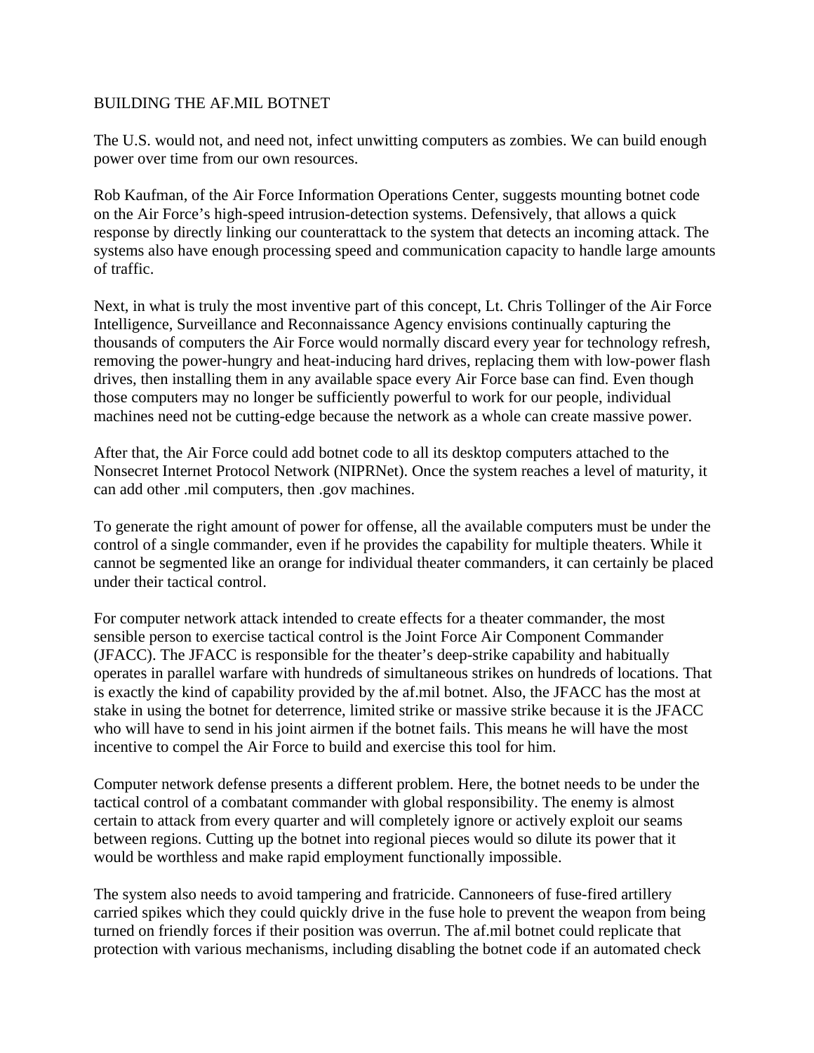# BUILDING THE AF.MIL BOTNET

The U.S. would not, and need not, infect unwitting computers as zombies. We can build enough power over time from our own resources.

Rob Kaufman, of the Air Force Information Operations Center, suggests mounting botnet code on the Air Force's high-speed intrusion-detection systems. Defensively, that allows a quick response by directly linking our counterattack to the system that detects an incoming attack. The systems also have enough processing speed and communication capacity to handle large amounts of traffic.

Next, in what is truly the most inventive part of this concept, Lt. Chris Tollinger of the Air Force Intelligence, Surveillance and Reconnaissance Agency envisions continually capturing the thousands of computers the Air Force would normally discard every year for technology refresh, removing the power-hungry and heat-inducing hard drives, replacing them with low-power flash drives, then installing them in any available space every Air Force base can find. Even though those computers may no longer be sufficiently powerful to work for our people, individual machines need not be cutting-edge because the network as a whole can create massive power.

After that, the Air Force could add botnet code to all its desktop computers attached to the Nonsecret Internet Protocol Network (NIPRNet). Once the system reaches a level of maturity, it can add other .mil computers, then .gov machines.

To generate the right amount of power for offense, all the available computers must be under the control of a single commander, even if he provides the capability for multiple theaters. While it cannot be segmented like an orange for individual theater commanders, it can certainly be placed under their tactical control.

For computer network attack intended to create effects for a theater commander, the most sensible person to exercise tactical control is the Joint Force Air Component Commander (JFACC). The JFACC is responsible for the theater's deep-strike capability and habitually operates in parallel warfare with hundreds of simultaneous strikes on hundreds of locations. That is exactly the kind of capability provided by the af.mil botnet. Also, the JFACC has the most at stake in using the botnet for deterrence, limited strike or massive strike because it is the JFACC who will have to send in his joint airmen if the botnet fails. This means he will have the most incentive to compel the Air Force to build and exercise this tool for him.

Computer network defense presents a different problem. Here, the botnet needs to be under the tactical control of a combatant commander with global responsibility. The enemy is almost certain to attack from every quarter and will completely ignore or actively exploit our seams between regions. Cutting up the botnet into regional pieces would so dilute its power that it would be worthless and make rapid employment functionally impossible.

The system also needs to avoid tampering and fratricide. Cannoneers of fuse-fired artillery carried spikes which they could quickly drive in the fuse hole to prevent the weapon from being turned on friendly forces if their position was overrun. The af.mil botnet could replicate that protection with various mechanisms, including disabling the botnet code if an automated check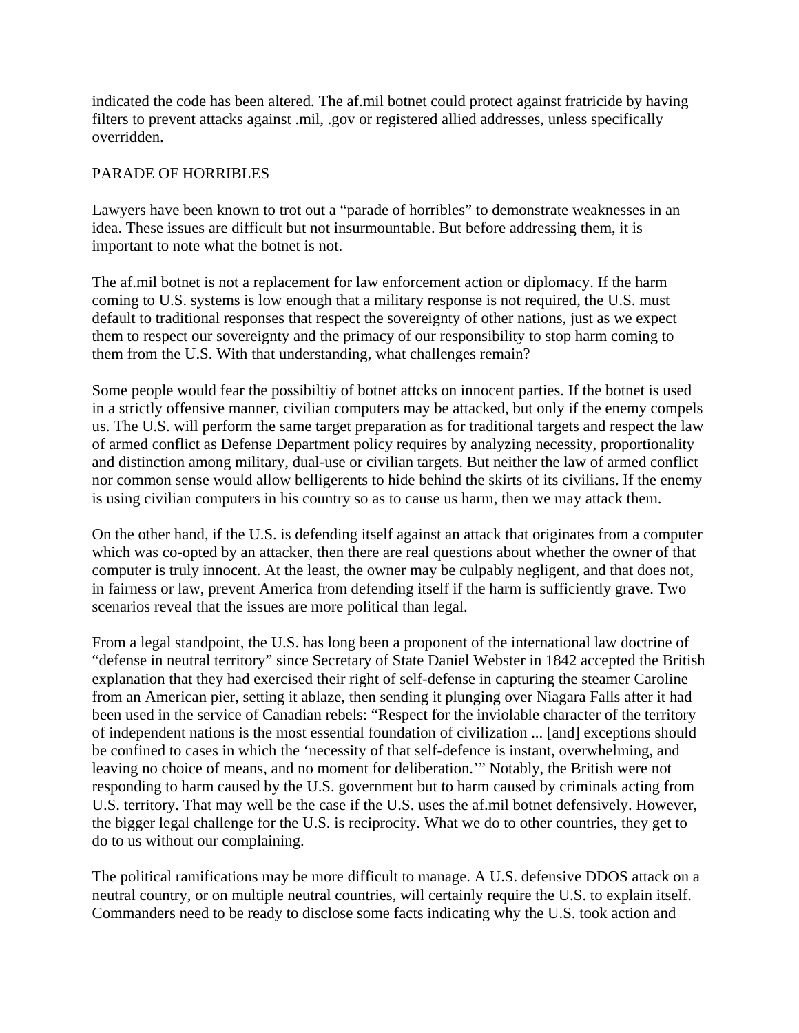indicated the code has been altered. The af.mil botnet could protect against fratricide by having filters to prevent attacks against .mil, .gov or registered allied addresses, unless specifically overridden.

## PARADE OF HORRIBLES

Lawyers have been known to trot out a "parade of horribles" to demonstrate weaknesses in an idea. These issues are difficult but not insurmountable. But before addressing them, it is important to note what the botnet is not.

The af.mil botnet is not a replacement for law enforcement action or diplomacy. If the harm coming to U.S. systems is low enough that a military response is not required, the U.S. must default to traditional responses that respect the sovereignty of other nations, just as we expect them to respect our sovereignty and the primacy of our responsibility to stop harm coming to them from the U.S. With that understanding, what challenges remain?

Some people would fear the possibiltiy of botnet attcks on innocent parties. If the botnet is used in a strictly offensive manner, civilian computers may be attacked, but only if the enemy compels us. The U.S. will perform the same target preparation as for traditional targets and respect the law of armed conflict as Defense Department policy requires by analyzing necessity, proportionality and distinction among military, dual-use or civilian targets. But neither the law of armed conflict nor common sense would allow belligerents to hide behind the skirts of its civilians. If the enemy is using civilian computers in his country so as to cause us harm, then we may attack them.

On the other hand, if the U.S. is defending itself against an attack that originates from a computer which was co-opted by an attacker, then there are real questions about whether the owner of that computer is truly innocent. At the least, the owner may be culpably negligent, and that does not, in fairness or law, prevent America from defending itself if the harm is sufficiently grave. Two scenarios reveal that the issues are more political than legal.

From a legal standpoint, the U.S. has long been a proponent of the international law doctrine of "defense in neutral territory" since Secretary of State Daniel Webster in 1842 accepted the British explanation that they had exercised their right of self-defense in capturing the steamer Caroline from an American pier, setting it ablaze, then sending it plunging over Niagara Falls after it had been used in the service of Canadian rebels: "Respect for the inviolable character of the territory of independent nations is the most essential foundation of civilization ... [and] exceptions should be confined to cases in which the 'necessity of that self-defence is instant, overwhelming, and leaving no choice of means, and no moment for deliberation.'" Notably, the British were not responding to harm caused by the U.S. government but to harm caused by criminals acting from U.S. territory. That may well be the case if the U.S. uses the af.mil botnet defensively. However, the bigger legal challenge for the U.S. is reciprocity. What we do to other countries, they get to do to us without our complaining.

The political ramifications may be more difficult to manage. A U.S. defensive DDOS attack on a neutral country, or on multiple neutral countries, will certainly require the U.S. to explain itself. Commanders need to be ready to disclose some facts indicating why the U.S. took action and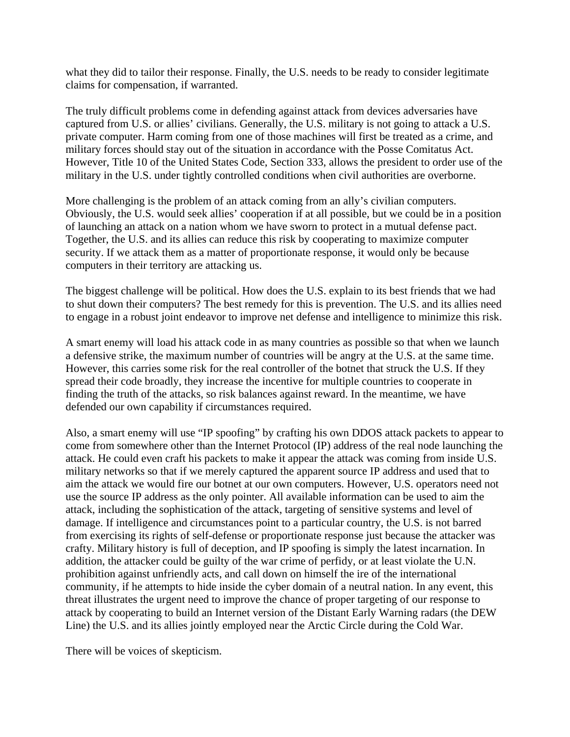what they did to tailor their response. Finally, the U.S. needs to be ready to consider legitimate claims for compensation, if warranted.

The truly difficult problems come in defending against attack from devices adversaries have captured from U.S. or allies' civilians. Generally, the U.S. military is not going to attack a U.S. private computer. Harm coming from one of those machines will first be treated as a crime, and military forces should stay out of the situation in accordance with the Posse Comitatus Act. However, Title 10 of the United States Code, Section 333, allows the president to order use of the military in the U.S. under tightly controlled conditions when civil authorities are overborne.

More challenging is the problem of an attack coming from an ally's civilian computers. Obviously, the U.S. would seek allies' cooperation if at all possible, but we could be in a position of launching an attack on a nation whom we have sworn to protect in a mutual defense pact. Together, the U.S. and its allies can reduce this risk by cooperating to maximize computer security. If we attack them as a matter of proportionate response, it would only be because computers in their territory are attacking us.

The biggest challenge will be political. How does the U.S. explain to its best friends that we had to shut down their computers? The best remedy for this is prevention. The U.S. and its allies need to engage in a robust joint endeavor to improve net defense and intelligence to minimize this risk.

A smart enemy will load his attack code in as many countries as possible so that when we launch a defensive strike, the maximum number of countries will be angry at the U.S. at the same time. However, this carries some risk for the real controller of the botnet that struck the U.S. If they spread their code broadly, they increase the incentive for multiple countries to cooperate in finding the truth of the attacks, so risk balances against reward. In the meantime, we have defended our own capability if circumstances required.

Also, a smart enemy will use "IP spoofing" by crafting his own DDOS attack packets to appear to come from somewhere other than the Internet Protocol (IP) address of the real node launching the attack. He could even craft his packets to make it appear the attack was coming from inside U.S. military networks so that if we merely captured the apparent source IP address and used that to aim the attack we would fire our botnet at our own computers. However, U.S. operators need not use the source IP address as the only pointer. All available information can be used to aim the attack, including the sophistication of the attack, targeting of sensitive systems and level of damage. If intelligence and circumstances point to a particular country, the U.S. is not barred from exercising its rights of self-defense or proportionate response just because the attacker was crafty. Military history is full of deception, and IP spoofing is simply the latest incarnation. In addition, the attacker could be guilty of the war crime of perfidy, or at least violate the U.N. prohibition against unfriendly acts, and call down on himself the ire of the international community, if he attempts to hide inside the cyber domain of a neutral nation. In any event, this threat illustrates the urgent need to improve the chance of proper targeting of our response to attack by cooperating to build an Internet version of the Distant Early Warning radars (the DEW Line) the U.S. and its allies jointly employed near the Arctic Circle during the Cold War.

There will be voices of skepticism.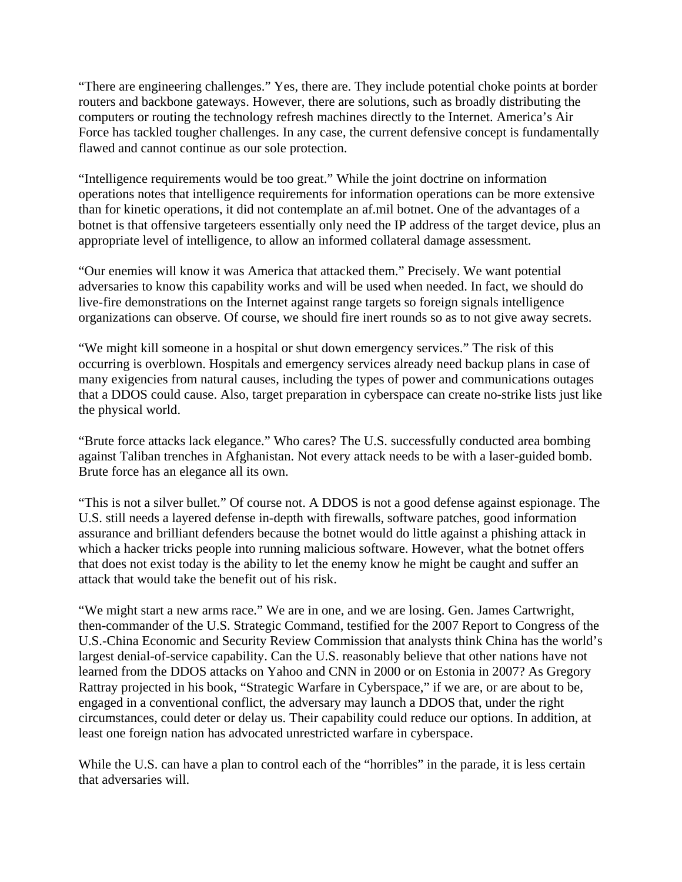"There are engineering challenges." Yes, there are. They include potential choke points at border routers and backbone gateways. However, there are solutions, such as broadly distributing the computers or routing the technology refresh machines directly to the Internet. America's Air Force has tackled tougher challenges. In any case, the current defensive concept is fundamentally flawed and cannot continue as our sole protection.

"Intelligence requirements would be too great." While the joint doctrine on information operations notes that intelligence requirements for information operations can be more extensive than for kinetic operations, it did not contemplate an af.mil botnet. One of the advantages of a botnet is that offensive targeteers essentially only need the IP address of the target device, plus an appropriate level of intelligence, to allow an informed collateral damage assessment.

"Our enemies will know it was America that attacked them." Precisely. We want potential adversaries to know this capability works and will be used when needed. In fact, we should do live-fire demonstrations on the Internet against range targets so foreign signals intelligence organizations can observe. Of course, we should fire inert rounds so as to not give away secrets.

"We might kill someone in a hospital or shut down emergency services." The risk of this occurring is overblown. Hospitals and emergency services already need backup plans in case of many exigencies from natural causes, including the types of power and communications outages that a DDOS could cause. Also, target preparation in cyberspace can create no-strike lists just like the physical world.

"Brute force attacks lack elegance." Who cares? The U.S. successfully conducted area bombing against Taliban trenches in Afghanistan. Not every attack needs to be with a laser-guided bomb. Brute force has an elegance all its own.

"This is not a silver bullet." Of course not. A DDOS is not a good defense against espionage. The U.S. still needs a layered defense in-depth with firewalls, software patches, good information assurance and brilliant defenders because the botnet would do little against a phishing attack in which a hacker tricks people into running malicious software. However, what the botnet offers that does not exist today is the ability to let the enemy know he might be caught and suffer an attack that would take the benefit out of his risk.

"We might start a new arms race." We are in one, and we are losing. Gen. James Cartwright, then-commander of the U.S. Strategic Command, testified for the 2007 Report to Congress of the U.S.-China Economic and Security Review Commission that analysts think China has the world's largest denial-of-service capability. Can the U.S. reasonably believe that other nations have not learned from the DDOS attacks on Yahoo and CNN in 2000 or on Estonia in 2007? As Gregory Rattray projected in his book, "Strategic Warfare in Cyberspace," if we are, or are about to be, engaged in a conventional conflict, the adversary may launch a DDOS that, under the right circumstances, could deter or delay us. Their capability could reduce our options. In addition, at least one foreign nation has advocated unrestricted warfare in cyberspace.

While the U.S. can have a plan to control each of the "horribles" in the parade, it is less certain that adversaries will.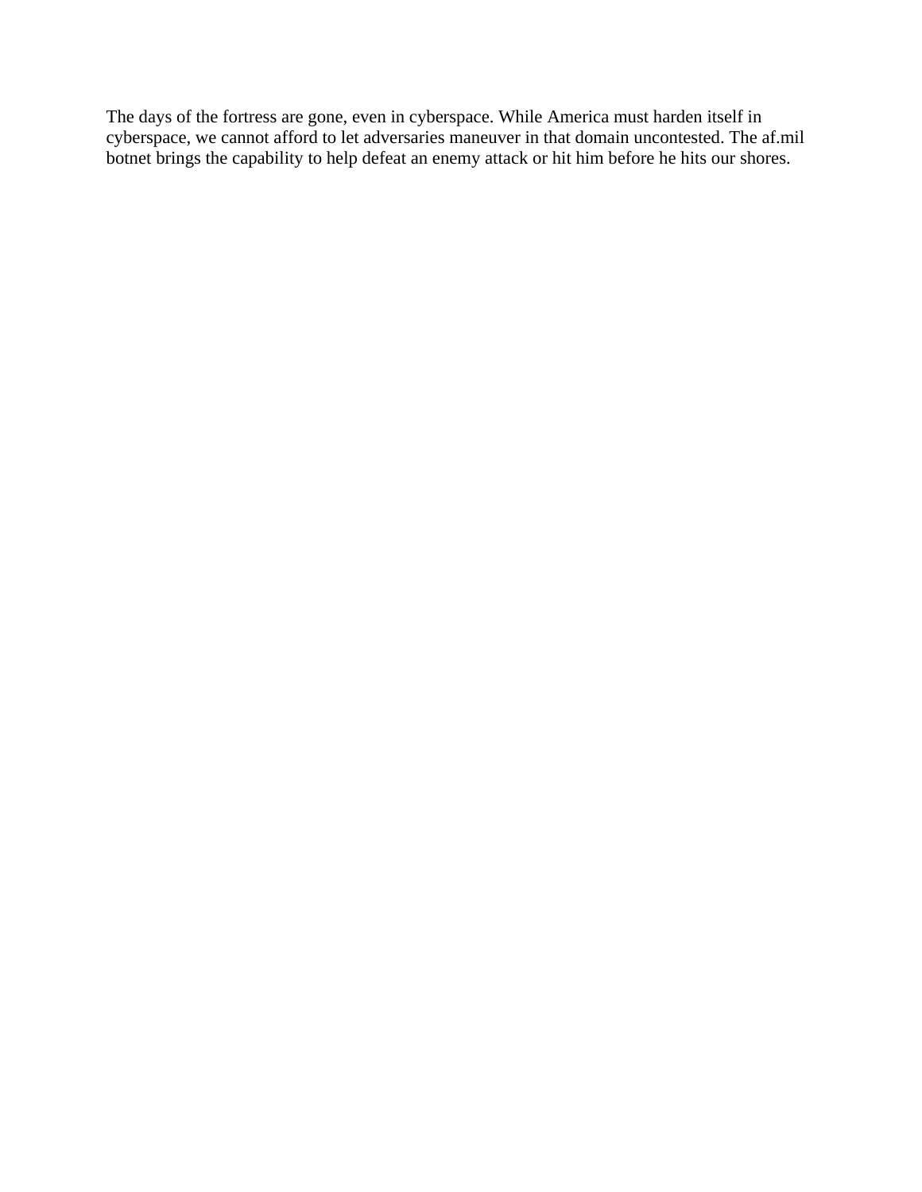The days of the fortress are gone, even in cyberspace. While America must harden itself in cyberspace, we cannot afford to let adversaries maneuver in that domain uncontested. The af.mil botnet brings the capability to help defeat an enemy attack or hit him before he hits our shores.